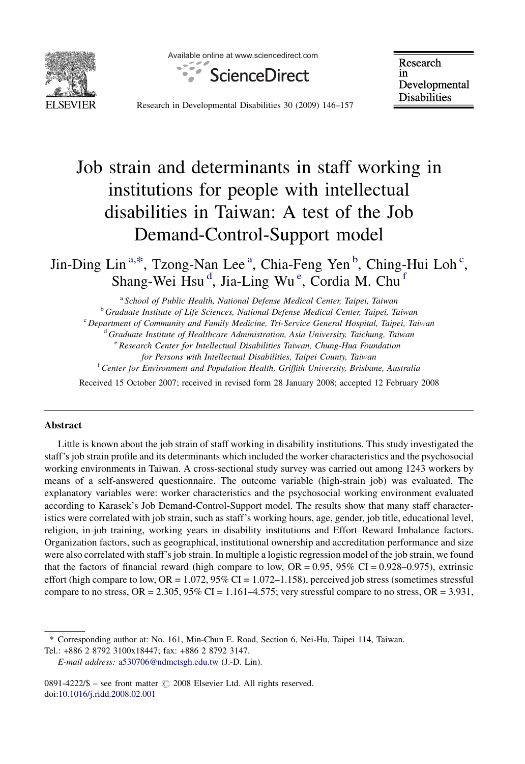# Job strain and determinants in staff working in institutions for people with intellectual disabilities in Taiwan: A test of the Job Demand-Control-Support model

Jin-Ding Lin [a,*], Tzong-Nan Lee [a], Chia-Feng Yen [b], Ching-Hui Loh [c], Shang-Wei Hsu [d], Jia-Ling Wu [e], Cordia M. Chu [f]

[a] *School of Public Health, National Defense Medical Center, Taipei, Taiwan*
[b] *Graduate Institute of Life Sciences, National Defense Medical Center, Taipei, Taiwan*
[c] *Department of Community and Family Medicine, Tri-Service General Hospital, Taipei, Taiwan*
[d] *Graduate Institute of Healthcare Administration, Asia University, Taichung, Taiwan*
[e] *Research Center for Intellectual Disabilities Taiwan, Chung-Hua Foundation for Persons with Intellectual Disabilities, Taipei County, Taiwan*
[f] *Center for Environment and Population Health, Griffith University, Brisbane, Australia*

Received 15 October 2007; received in revised form 28 January 2008; accepted 12 February 2008

## Abstract

Little is known about the job strain of staff working in disability institutions. This study investigated the staff's job strain profile and its determinants which included the worker characteristics and the psychosocial working environments in Taiwan. A cross-sectional study survey was carried out among 1243 workers by means of a self-answered questionnaire. The outcome variable (high-strain job) was evaluated. The explanatory variables were: worker characteristics and the psychosocial working environment evaluated according to Karasek's Job Demand-Control-Support model. The results show that many staff characteristics were correlated with job strain, such as staff's working hours, age, gender, job title, educational level, religion, in-job training, working years in disability institutions and Effort–Reward Imbalance factors. Organization factors, such as geographical, institutional ownership and accreditation performance and size were also correlated with staff's job strain. In multiple a logistic regression model of the job strain, we found that the factors of financial reward (high compare to low, OR = 0.95, 95% CI = 0.928–0.975), extrinsic effort (high compare to low, OR = 1.072, 95% CI = 1.072–1.158), perceived job stress (sometimes stressful compare to no stress, OR = 2.305, 95% CI = 1.161–4.575; very stressful compare to no stress, OR = 3.931,

---

* Corresponding author at: No. 161, Min-Chun E. Road, Section 6, Nei-Hu, Taipei 114, Taiwan. Tel.: +886 2 8792 3100x18447; fax: +886 2 8792 3147.

*E-mail address:* a530706@ndmctsgh.edu.tw (J.-D. Lin).

0891-4222/$ – see front matter © 2008 Elsevier Ltd. All rights reserved.
doi:10.1016/j.ridd.2008.02.001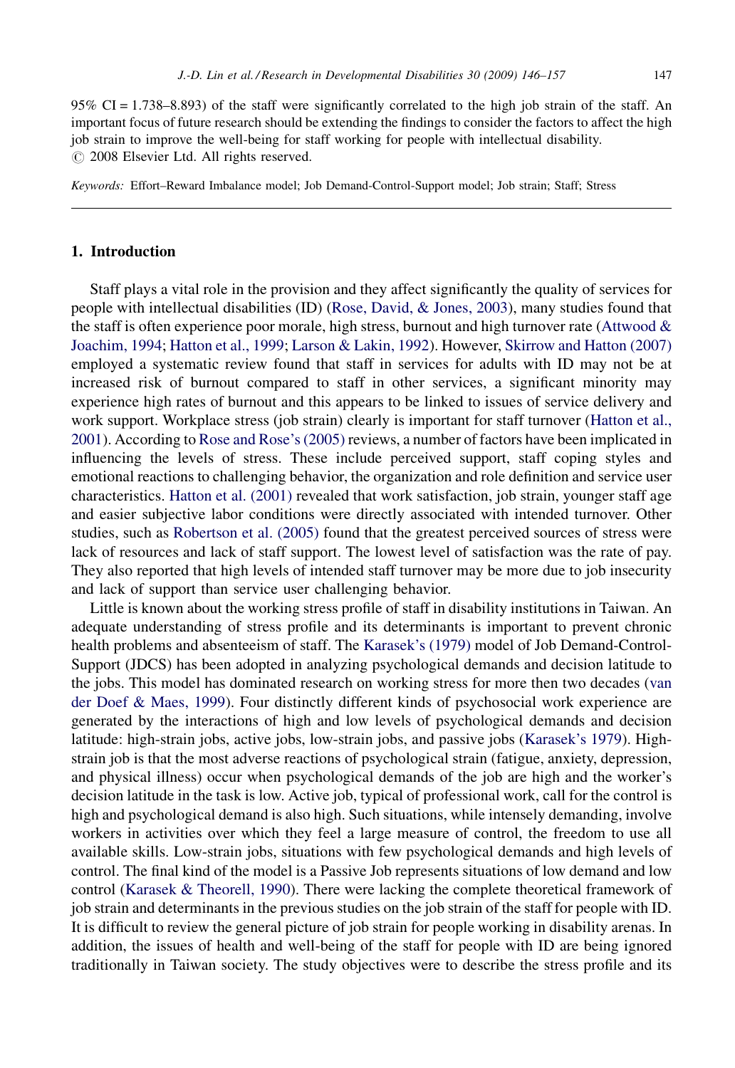95% CI = 1.738–8.893) of the staff were significantly correlated to the high job strain of the staff. An important focus of future research should be extending the findings to consider the factors to affect the high job strain to improve the well-being for staff working for people with intellectual disability.
© 2008 Elsevier Ltd. All rights reserved.

*Keywords:* Effort–Reward Imbalance model; Job Demand-Control-Support model; Job strain; Staff; Stress

## 1. Introduction

Staff plays a vital role in the provision and they affect significantly the quality of services for people with intellectual disabilities (ID) (Rose, David, & Jones, 2003), many studies found that the staff is often experience poor morale, high stress, burnout and high turnover rate (Attwood & Joachim, 1994; Hatton et al., 1999; Larson & Lakin, 1992). However, Skirrow and Hatton (2007) employed a systematic review found that staff in services for adults with ID may not be at increased risk of burnout compared to staff in other services, a significant minority may experience high rates of burnout and this appears to be linked to issues of service delivery and work support. Workplace stress (job strain) clearly is important for staff turnover (Hatton et al., 2001). According to Rose and Rose's (2005) reviews, a number of factors have been implicated in influencing the levels of stress. These include perceived support, staff coping styles and emotional reactions to challenging behavior, the organization and role definition and service user characteristics. Hatton et al. (2001) revealed that work satisfaction, job strain, younger staff age and easier subjective labor conditions were directly associated with intended turnover. Other studies, such as Robertson et al. (2005) found that the greatest perceived sources of stress were lack of resources and lack of staff support. The lowest level of satisfaction was the rate of pay. They also reported that high levels of intended staff turnover may be more due to job insecurity and lack of support than service user challenging behavior.

Little is known about the working stress profile of staff in disability institutions in Taiwan. An adequate understanding of stress profile and its determinants is important to prevent chronic health problems and absenteeism of staff. The Karasek's (1979) model of Job Demand-Control-Support (JDCS) has been adopted in analyzing psychological demands and decision latitude to the jobs. This model has dominated research on working stress for more then two decades (van der Doef & Maes, 1999). Four distinctly different kinds of psychosocial work experience are generated by the interactions of high and low levels of psychological demands and decision latitude: high-strain jobs, active jobs, low-strain jobs, and passive jobs (Karasek's 1979). High-strain job is that the most adverse reactions of psychological strain (fatigue, anxiety, depression, and physical illness) occur when psychological demands of the job are high and the worker's decision latitude in the task is low. Active job, typical of professional work, call for the control is high and psychological demand is also high. Such situations, while intensely demanding, involve workers in activities over which they feel a large measure of control, the freedom to use all available skills. Low-strain jobs, situations with few psychological demands and high levels of control. The final kind of the model is a Passive Job represents situations of low demand and low control (Karasek & Theorell, 1990). There were lacking the complete theoretical framework of job strain and determinants in the previous studies on the job strain of the staff for people with ID. It is difficult to review the general picture of job strain for people working in disability arenas. In addition, the issues of health and well-being of the staff for people with ID are being ignored traditionally in Taiwan society. The study objectives were to describe the stress profile and its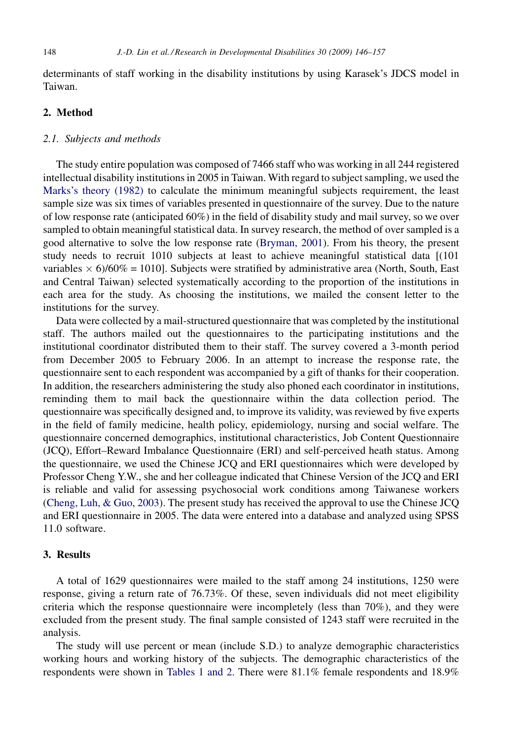determinants of staff working in the disability institutions by using Karasek's JDCS model in Taiwan.

## 2. Method

### *2.1. Subjects and methods*

The study entire population was composed of 7466 staff who was working in all 244 registered intellectual disability institutions in 2005 in Taiwan. With regard to subject sampling, we used the Marks's theory (1982) to calculate the minimum meaningful subjects requirement, the least sample size was six times of variables presented in questionnaire of the survey. Due to the nature of low response rate (anticipated 60%) in the field of disability study and mail survey, so we over sampled to obtain meaningful statistical data. In survey research, the method of over sampled is a good alternative to solve the low response rate (Bryman, 2001). From his theory, the present study needs to recruit 1010 subjects at least to achieve meaningful statistical data [(101 variables × 6)/60% = 1010]. Subjects were stratified by administrative area (North, South, East and Central Taiwan) selected systematically according to the proportion of the institutions in each area for the study. As choosing the institutions, we mailed the consent letter to the institutions for the survey.

Data were collected by a mail-structured questionnaire that was completed by the institutional staff. The authors mailed out the questionnaires to the participating institutions and the institutional coordinator distributed them to their staff. The survey covered a 3-month period from December 2005 to February 2006. In an attempt to increase the response rate, the questionnaire sent to each respondent was accompanied by a gift of thanks for their cooperation. In addition, the researchers administering the study also phoned each coordinator in institutions, reminding them to mail back the questionnaire within the data collection period. The questionnaire was specifically designed and, to improve its validity, was reviewed by five experts in the field of family medicine, health policy, epidemiology, nursing and social welfare. The questionnaire concerned demographics, institutional characteristics, Job Content Questionnaire (JCQ), Effort–Reward Imbalance Questionnaire (ERI) and self-perceived heath status. Among the questionnaire, we used the Chinese JCQ and ERI questionnaires which were developed by Professor Cheng Y.W., she and her colleague indicated that Chinese Version of the JCQ and ERI is reliable and valid for assessing psychosocial work conditions among Taiwanese workers (Cheng, Luh, & Guo, 2003). The present study has received the approval to use the Chinese JCQ and ERI questionnaire in 2005. The data were entered into a database and analyzed using SPSS 11.0 software.

## 3. Results

A total of 1629 questionnaires were mailed to the staff among 24 institutions, 1250 were response, giving a return rate of 76.73%. Of these, seven individuals did not meet eligibility criteria which the response questionnaire were incompletely (less than 70%), and they were excluded from the present study. The final sample consisted of 1243 staff were recruited in the analysis.

The study will use percent or mean (include S.D.) to analyze demographic characteristics working hours and working history of the subjects. The demographic characteristics of the respondents were shown in Tables 1 and 2. There were 81.1% female respondents and 18.9%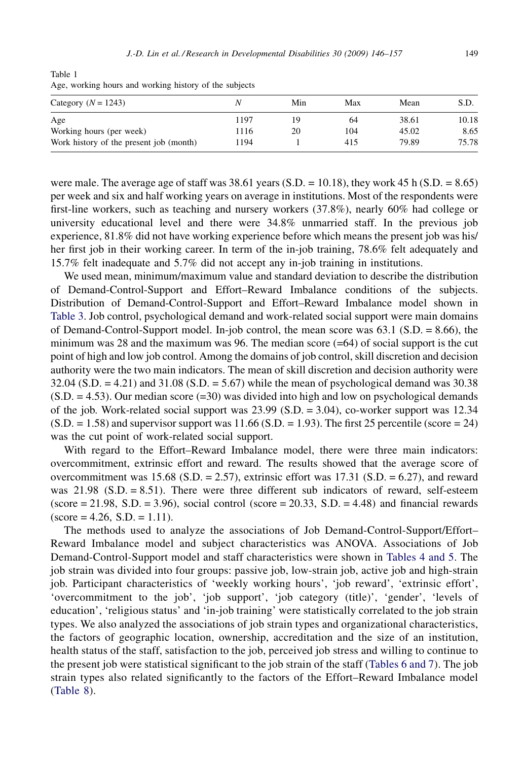Table 1
Age, working hours and working history of the subjects

| Category (N = 1243) | N | Min | Max | Mean | S.D. |
|---|---|---|---|---|---|
| Age | 1197 | 19 | 64 | 38.61 | 10.18 |
| Working hours (per week) | 1116 | 20 | 104 | 45.02 | 8.65 |
| Work history of the present job (month) | 1194 | 1 | 415 | 79.89 | 75.78 |

were male. The average age of staff was 38.61 years (S.D. = 10.18), they work 45 h (S.D. = 8.65) per week and six and half working years on average in institutions. Most of the respondents were first-line workers, such as teaching and nursery workers (37.8%), nearly 60% had college or university educational level and there were 34.8% unmarried staff. In the previous job experience, 81.8% did not have working experience before which means the present job was his/her first job in their working career. In term of the in-job training, 78.6% felt adequately and 15.7% felt inadequate and 5.7% did not accept any in-job training in institutions.

We used mean, minimum/maximum value and standard deviation to describe the distribution of Demand-Control-Support and Effort–Reward Imbalance conditions of the subjects. Distribution of Demand-Control-Support and Effort–Reward Imbalance model shown in Table 3. Job control, psychological demand and work-related social support were main domains of Demand-Control-Support model. In-job control, the mean score was 63.1 (S.D. = 8.66), the minimum was 28 and the maximum was 96. The median score (=64) of social support is the cut point of high and low job control. Among the domains of job control, skill discretion and decision authority were the two main indicators. The mean of skill discretion and decision authority were 32.04 (S.D. = 4.21) and 31.08 (S.D. = 5.67) while the mean of psychological demand was 30.38 (S.D. = 4.53). Our median score (=30) was divided into high and low on psychological demands of the job. Work-related social support was 23.99 (S.D. = 3.04), co-worker support was 12.34 (S.D. = 1.58) and supervisor support was 11.66 (S.D. = 1.93). The first 25 percentile (score = 24) was the cut point of work-related social support.

With regard to the Effort–Reward Imbalance model, there were three main indicators: overcommitment, extrinsic effort and reward. The results showed that the average score of overcommitment was 15.68 (S.D. = 2.57), extrinsic effort was 17.31 (S.D. = 6.27), and reward was 21.98 (S.D. = 8.51). There were three different sub indicators of reward, self-esteem (score = 21.98, S.D. = 3.96), social control (score = 20.33, S.D. = 4.48) and financial rewards (score = 4.26, S.D. = 1.11).

The methods used to analyze the associations of Job Demand-Control-Support/Effort–Reward Imbalance model and subject characteristics was ANOVA. Associations of Job Demand-Control-Support model and staff characteristics were shown in Tables 4 and 5. The job strain was divided into four groups: passive job, low-strain job, active job and high-strain job. Participant characteristics of 'weekly working hours', 'job reward', 'extrinsic effort', 'overcommitment to the job', 'job support', 'job category (title)', 'gender', 'levels of education', 'religious status' and 'in-job training' were statistically correlated to the job strain types. We also analyzed the associations of job strain types and organizational characteristics, the factors of geographic location, ownership, accreditation and the size of an institution, health status of the staff, satisfaction to the job, perceived job stress and willing to continue to the present job were statistical significant to the job strain of the staff (Tables 6 and 7). The job strain types also related significantly to the factors of the Effort–Reward Imbalance model (Table 8).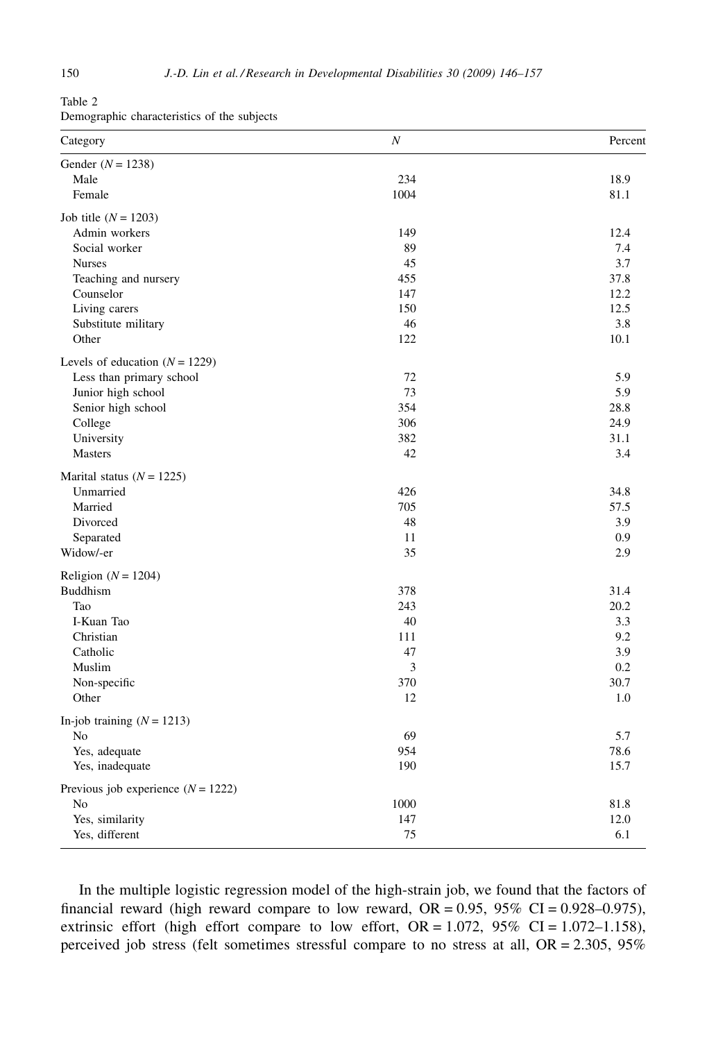Table 2
Demographic characteristics of the subjects

| Category | N | Percent |
|---|---|---|
| Gender (N = 1238) | | |
| Male | 234 | 18.9 |
| Female | 1004 | 81.1 |
| Job title (N = 1203) | | |
| Admin workers | 149 | 12.4 |
| Social worker | 89 | 7.4 |
| Nurses | 45 | 3.7 |
| Teaching and nursery | 455 | 37.8 |
| Counselor | 147 | 12.2 |
| Living carers | 150 | 12.5 |
| Substitute military | 46 | 3.8 |
| Other | 122 | 10.1 |
| Levels of education (N = 1229) | | |
| Less than primary school | 72 | 5.9 |
| Junior high school | 73 | 5.9 |
| Senior high school | 354 | 28.8 |
| College | 306 | 24.9 |
| University | 382 | 31.1 |
| Masters | 42 | 3.4 |
| Marital status (N = 1225) | | |
| Unmarried | 426 | 34.8 |
| Married | 705 | 57.5 |
| Divorced | 48 | 3.9 |
| Separated | 11 | 0.9 |
| Widow/-er | 35 | 2.9 |
| Religion (N = 1204) | | |
| Buddhism | 378 | 31.4 |
| Tao | 243 | 20.2 |
| I-Kuan Tao | 40 | 3.3 |
| Christian | 111 | 9.2 |
| Catholic | 47 | 3.9 |
| Muslim | 3 | 0.2 |
| Non-specific | 370 | 30.7 |
| Other | 12 | 1.0 |
| In-job training (N = 1213) | | |
| No | 69 | 5.7 |
| Yes, adequate | 954 | 78.6 |
| Yes, inadequate | 190 | 15.7 |
| Previous job experience (N = 1222) | | |
| No | 1000 | 81.8 |
| Yes, similarity | 147 | 12.0 |
| Yes, different | 75 | 6.1 |

In the multiple logistic regression model of the high-strain job, we found that the factors of financial reward (high reward compare to low reward, OR = 0.95, 95% CI = 0.928–0.975), extrinsic effort (high effort compare to low effort, OR = 1.072, 95% CI = 1.072–1.158), perceived job stress (felt sometimes stressful compare to no stress at all, OR = 2.305, 95%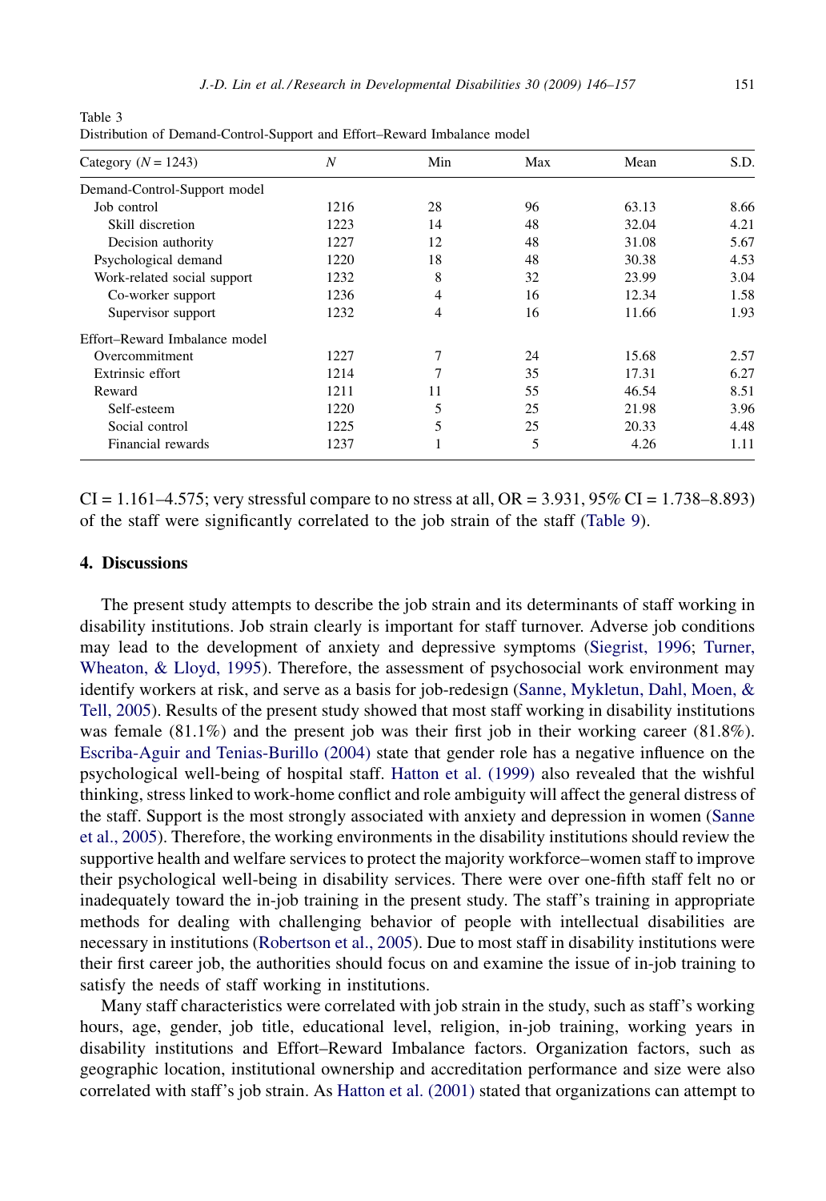Table 3
Distribution of Demand-Control-Support and Effort–Reward Imbalance model

| Category ($N = 1243$) | N | Min | Max | Mean | S.D. |
|---|---|---|---|---|---|
| Demand-Control-Support model | | | | | |
| Job control | 1216 | 28 | 96 | 63.13 | 8.66 |
| Skill discretion | 1223 | 14 | 48 | 32.04 | 4.21 |
| Decision authority | 1227 | 12 | 48 | 31.08 | 5.67 |
| Psychological demand | 1220 | 18 | 48 | 30.38 | 4.53 |
| Work-related social support | 1232 | 8 | 32 | 23.99 | 3.04 |
| Co-worker support | 1236 | 4 | 16 | 12.34 | 1.58 |
| Supervisor support | 1232 | 4 | 16 | 11.66 | 1.93 |
| Effort–Reward Imbalance model | | | | | |
| Overcommitment | 1227 | 7 | 24 | 15.68 | 2.57 |
| Extrinsic effort | 1214 | 7 | 35 | 17.31 | 6.27 |
| Reward | 1211 | 11 | 55 | 46.54 | 8.51 |
| Self-esteem | 1220 | 5 | 25 | 21.98 | 3.96 |
| Social control | 1225 | 5 | 25 | 20.33 | 4.48 |
| Financial rewards | 1237 | 1 | 5 | 4.26 | 1.11 |

CI = 1.161–4.575; very stressful compare to no stress at all, OR = 3.931, 95% CI = 1.738–8.893) of the staff were significantly correlated to the job strain of the staff (Table 9).

## 4. Discussions

The present study attempts to describe the job strain and its determinants of staff working in disability institutions. Job strain clearly is important for staff turnover. Adverse job conditions may lead to the development of anxiety and depressive symptoms (Siegrist, 1996; Turner, Wheaton, & Lloyd, 1995). Therefore, the assessment of psychosocial work environment may identify workers at risk, and serve as a basis for job-redesign (Sanne, Mykletun, Dahl, Moen, & Tell, 2005). Results of the present study showed that most staff working in disability institutions was female (81.1%) and the present job was their first job in their working career (81.8%). Escriba-Aguir and Tenias-Burillo (2004) state that gender role has a negative influence on the psychological well-being of hospital staff. Hatton et al. (1999) also revealed that the wishful thinking, stress linked to work-home conflict and role ambiguity will affect the general distress of the staff. Support is the most strongly associated with anxiety and depression in women (Sanne et al., 2005). Therefore, the working environments in the disability institutions should review the supportive health and welfare services to protect the majority workforce–women staff to improve their psychological well-being in disability services. There were over one-fifth staff felt no or inadequately toward the in-job training in the present study. The staff's training in appropriate methods for dealing with challenging behavior of people with intellectual disabilities are necessary in institutions (Robertson et al., 2005). Due to most staff in disability institutions were their first career job, the authorities should focus on and examine the issue of in-job training to satisfy the needs of staff working in institutions.

Many staff characteristics were correlated with job strain in the study, such as staff's working hours, age, gender, job title, educational level, religion, in-job training, working years in disability institutions and Effort–Reward Imbalance factors. Organization factors, such as geographic location, institutional ownership and accreditation performance and size were also correlated with staff's job strain. As Hatton et al. (2001) stated that organizations can attempt to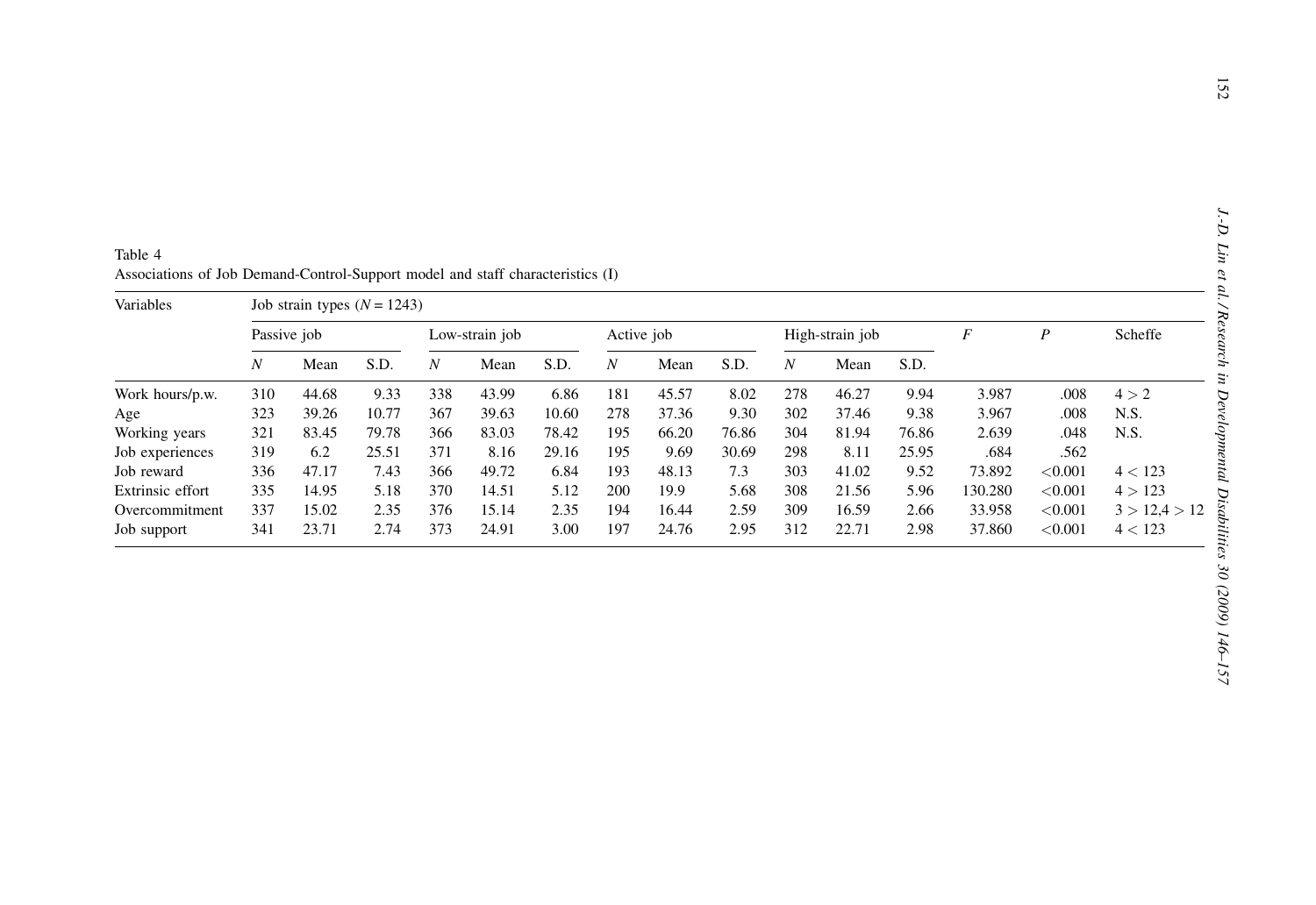Table 4

Associations of Job Demand-Control-Support model and staff characteristics (I)

| Variables | Job strain types ($N = 1243$) | | | | | | | | | | | | $F$ | $P$ | Scheffe |
|---|---|---|---|---|---|---|---|---|---|---|---|---|---|---|---|
| | Passive job | | | Low-strain job | | | Active job | | | High-strain job | | | | | |
| | $N$ | Mean | S.D. | $N$ | Mean | S.D. | $N$ | Mean | S.D. | $N$ | Mean | S.D. | | | |
| Work hours/p.w. | 310 | 44.68 | 9.33 | 338 | 43.99 | 6.86 | 181 | 45.57 | 8.02 | 278 | 46.27 | 9.94 | 3.987 | .008 | 4 > 2 |
| Age | 323 | 39.26 | 10.77 | 367 | 39.63 | 10.60 | 278 | 37.36 | 9.30 | 302 | 37.46 | 9.38 | 3.967 | .008 | N.S. |
| Working years | 321 | 83.45 | 79.78 | 366 | 83.03 | 78.42 | 195 | 66.20 | 76.86 | 304 | 81.94 | 76.86 | 2.639 | .048 | N.S. |
| Job experiences | 319 | 6.2 | 25.51 | 371 | 8.16 | 29.16 | 195 | 9.69 | 30.69 | 298 | 8.11 | 25.95 | .684 | .562 | |
| Job reward | 336 | 47.17 | 7.43 | 366 | 49.72 | 6.84 | 193 | 48.13 | 7.3 | 303 | 41.02 | 9.52 | 73.892 | <0.001 | 4 < 123 |
| Extrinsic effort | 335 | 14.95 | 5.18 | 370 | 14.51 | 5.12 | 200 | 19.9 | 5.68 | 308 | 21.56 | 5.96 | 130.280 | <0.001 | 4 > 123 |
| Overcommitment | 337 | 15.02 | 2.35 | 376 | 15.14 | 2.35 | 194 | 16.44 | 2.59 | 309 | 16.59 | 2.66 | 33.958 | <0.001 | 3 > 12,4 > 12 |
| Job support | 341 | 23.71 | 2.74 | 373 | 24.91 | 3.00 | 197 | 24.76 | 2.95 | 312 | 22.71 | 2.98 | 37.860 | <0.001 | 4 < 123 |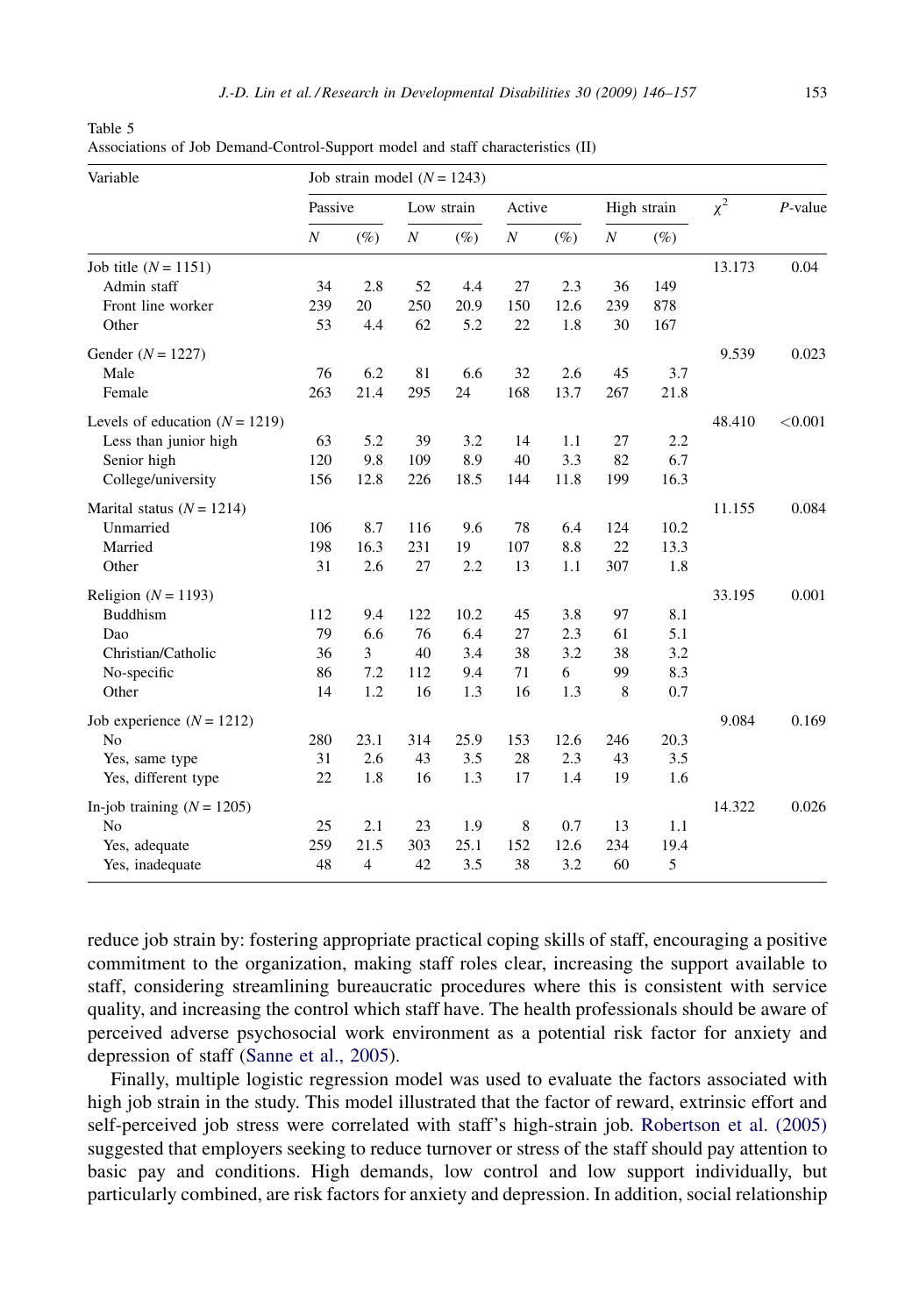Table 5
Associations of Job Demand-Control-Support model and staff characteristics (II)

| Variable | Job strain model ($N = 1243$) | | | | | | | | | |
|---|---|---|---|---|---|---|---|---|---|---|
| | Passive | | Low strain | | Active | | High strain | | $\chi^2$ | $P$-value |
| | $N$ | (%) | $N$ | (%) | $N$ | (%) | $N$ | (%) | | |
| Job title ($N = 1151$) | | | | | | | | | 13.173 | 0.04 |
| Admin staff | 34 | 2.8 | 52 | 4.4 | 27 | 2.3 | 36 | 149 | | |
| Front line worker | 239 | 20 | 250 | 20.9 | 150 | 12.6 | 239 | 878 | | |
| Other | 53 | 4.4 | 62 | 5.2 | 22 | 1.8 | 30 | 167 | | |
| Gender ($N = 1227$) | | | | | | | | | 9.539 | 0.023 |
| Male | 76 | 6.2 | 81 | 6.6 | 32 | 2.6 | 45 | 3.7 | | |
| Female | 263 | 21.4 | 295 | 24 | 168 | 13.7 | 267 | 21.8 | | |
| Levels of education ($N = 1219$) | | | | | | | | | 48.410 | <0.001 |
| Less than junior high | 63 | 5.2 | 39 | 3.2 | 14 | 1.1 | 27 | 2.2 | | |
| Senior high | 120 | 9.8 | 109 | 8.9 | 40 | 3.3 | 82 | 6.7 | | |
| College/university | 156 | 12.8 | 226 | 18.5 | 144 | 11.8 | 199 | 16.3 | | |
| Marital status ($N = 1214$) | | | | | | | | | 11.155 | 0.084 |
| Unmarried | 106 | 8.7 | 116 | 9.6 | 78 | 6.4 | 124 | 10.2 | | |
| Married | 198 | 16.3 | 231 | 19 | 107 | 8.8 | 22 | 13.3 | | |
| Other | 31 | 2.6 | 27 | 2.2 | 13 | 1.1 | 307 | 1.8 | | |
| Religion ($N = 1193$) | | | | | | | | | 33.195 | 0.001 |
| Buddhism | 112 | 9.4 | 122 | 10.2 | 45 | 3.8 | 97 | 8.1 | | |
| Dao | 79 | 6.6 | 76 | 6.4 | 27 | 2.3 | 61 | 5.1 | | |
| Christian/Catholic | 36 | 3 | 40 | 3.4 | 38 | 3.2 | 38 | 3.2 | | |
| No-specific | 86 | 7.2 | 112 | 9.4 | 71 | 6 | 99 | 8.3 | | |
| Other | 14 | 1.2 | 16 | 1.3 | 16 | 1.3 | 8 | 0.7 | | |
| Job experience ($N = 1212$) | | | | | | | | | 9.084 | 0.169 |
| No | 280 | 23.1 | 314 | 25.9 | 153 | 12.6 | 246 | 20.3 | | |
| Yes, same type | 31 | 2.6 | 43 | 3.5 | 28 | 2.3 | 43 | 3.5 | | |
| Yes, different type | 22 | 1.8 | 16 | 1.3 | 17 | 1.4 | 19 | 1.6 | | |
| In-job training ($N = 1205$) | | | | | | | | | 14.322 | 0.026 |
| No | 25 | 2.1 | 23 | 1.9 | 8 | 0.7 | 13 | 1.1 | | |
| Yes, adequate | 259 | 21.5 | 303 | 25.1 | 152 | 12.6 | 234 | 19.4 | | |
| Yes, inadequate | 48 | 4 | 42 | 3.5 | 38 | 3.2 | 60 | 5 | | |

reduce job strain by: fostering appropriate practical coping skills of staff, encouraging a positive commitment to the organization, making staff roles clear, increasing the support available to staff, considering streamlining bureaucratic procedures where this is consistent with service quality, and increasing the control which staff have. The health professionals should be aware of perceived adverse psychosocial work environment as a potential risk factor for anxiety and depression of staff (Sanne et al., 2005).

Finally, multiple logistic regression model was used to evaluate the factors associated with high job strain in the study. This model illustrated that the factor of reward, extrinsic effort and self-perceived job stress were correlated with staff's high-strain job. Robertson et al. (2005) suggested that employers seeking to reduce turnover or stress of the staff should pay attention to basic pay and conditions. High demands, low control and low support individually, but particularly combined, are risk factors for anxiety and depression. In addition, social relationship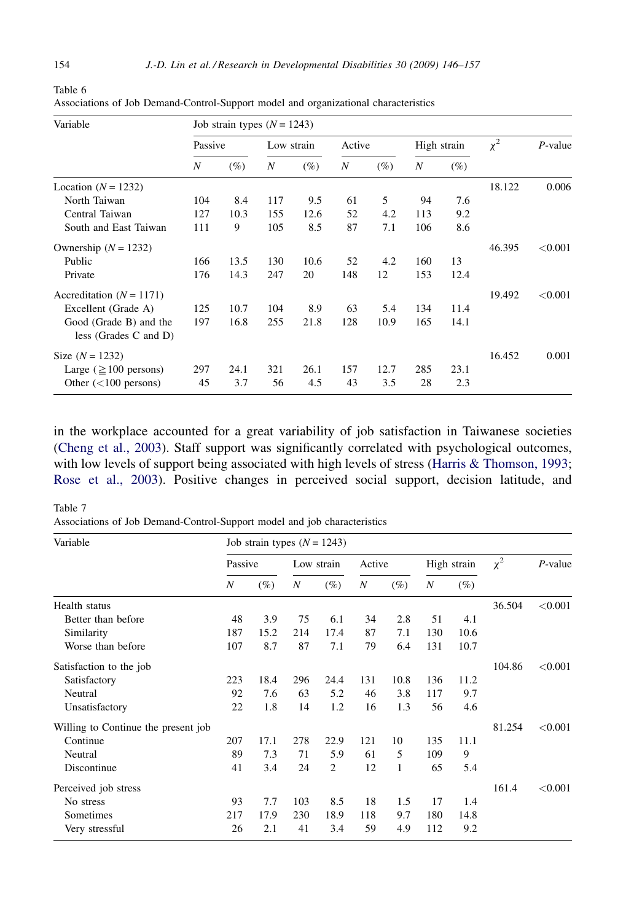Table 6
Associations of Job Demand-Control-Support model and organizational characteristics

| Variable | Job strain types ($N = 1243$) | | | | | | | | $\chi^2$ | $P$-value |
|---|---|---|---|---|---|---|---|---|---|---|
| | Passive | | Low strain | | Active | | High strain | | | |
| | $N$ | (%) | $N$ | (%) | $N$ | (%) | $N$ | (%) | | |
| Location ($N = 1232$) | | | | | | | | | 18.122 | 0.006 |
| North Taiwan | 104 | 8.4 | 117 | 9.5 | 61 | 5 | 94 | 7.6 | | |
| Central Taiwan | 127 | 10.3 | 155 | 12.6 | 52 | 4.2 | 113 | 9.2 | | |
| South and East Taiwan | 111 | 9 | 105 | 8.5 | 87 | 7.1 | 106 | 8.6 | | |
| Ownership ($N = 1232$) | | | | | | | | | 46.395 | <0.001 |
| Public | 166 | 13.5 | 130 | 10.6 | 52 | 4.2 | 160 | 13 | | |
| Private | 176 | 14.3 | 247 | 20 | 148 | 12 | 153 | 12.4 | | |
| Accreditation ($N = 1171$) | | | | | | | | | 19.492 | <0.001 |
| Excellent (Grade A) | 125 | 10.7 | 104 | 8.9 | 63 | 5.4 | 134 | 11.4 | | |
| Good (Grade B) and the less (Grades C and D) | 197 | 16.8 | 255 | 21.8 | 128 | 10.9 | 165 | 14.1 | | |
| Size ($N = 1232$) | | | | | | | | | 16.452 | 0.001 |
| Large (≧100 persons) | 297 | 24.1 | 321 | 26.1 | 157 | 12.7 | 285 | 23.1 | | |
| Other (<100 persons) | 45 | 3.7 | 56 | 4.5 | 43 | 3.5 | 28 | 2.3 | | |

in the workplace accounted for a great variability of job satisfaction in Taiwanese societies (Cheng et al., 2003). Staff support was significantly correlated with psychological outcomes, with low levels of support being associated with high levels of stress (Harris & Thomson, 1993; Rose et al., 2003). Positive changes in perceived social support, decision latitude, and

Table 7
Associations of Job Demand-Control-Support model and job characteristics

| Variable | Job strain types ($N = 1243$) | | | | | | | | $\chi^2$ | $P$-value |
|---|---|---|---|---|---|---|---|---|---|---|
| | Passive | | Low strain | | Active | | High strain | | | |
| | $N$ | (%) | $N$ | (%) | $N$ | (%) | $N$ | (%) | | |
| Health status | | | | | | | | | 36.504 | <0.001 |
| Better than before | 48 | 3.9 | 75 | 6.1 | 34 | 2.8 | 51 | 4.1 | | |
| Similarity | 187 | 15.2 | 214 | 17.4 | 87 | 7.1 | 130 | 10.6 | | |
| Worse than before | 107 | 8.7 | 87 | 7.1 | 79 | 6.4 | 131 | 10.7 | | |
| Satisfaction to the job | | | | | | | | | 104.86 | <0.001 |
| Satisfactory | 223 | 18.4 | 296 | 24.4 | 131 | 10.8 | 136 | 11.2 | | |
| Neutral | 92 | 7.6 | 63 | 5.2 | 46 | 3.8 | 117 | 9.7 | | |
| Unsatisfactory | 22 | 1.8 | 14 | 1.2 | 16 | 1.3 | 56 | 4.6 | | |
| Willing to Continue the present job | | | | | | | | | 81.254 | <0.001 |
| Continue | 207 | 17.1 | 278 | 22.9 | 121 | 10 | 135 | 11.1 | | |
| Neutral | 89 | 7.3 | 71 | 5.9 | 61 | 5 | 109 | 9 | | |
| Discontinue | 41 | 3.4 | 24 | 2 | 12 | 1 | 65 | 5.4 | | |
| Perceived job stress | | | | | | | | | 161.4 | <0.001 |
| No stress | 93 | 7.7 | 103 | 8.5 | 18 | 1.5 | 17 | 1.4 | | |
| Sometimes | 217 | 17.9 | 230 | 18.9 | 118 | 9.7 | 180 | 14.8 | | |
| Very stressful | 26 | 2.1 | 41 | 3.4 | 59 | 4.9 | 112 | 9.2 | | |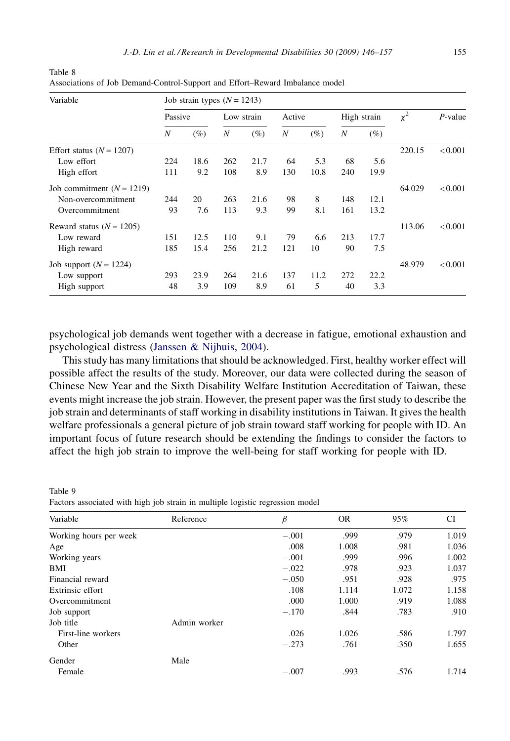Table 8
Associations of Job Demand-Control-Support and Effort–Reward Imbalance model

| Variable | Job strain types ($N = 1243$) | | | | | | | | | |
|---|---|---|---|---|---|---|---|---|---|---|
| | Passive | | Low strain | | Active | | High strain | | $\chi^2$ | *P*-value |
| | *N* | (%) | *N* | (%) | *N* | (%) | *N* | (%) | | |
| Effort status ($N = 1207$) | | | | | | | | | 220.15 | <0.001 |
| Low effort | 224 | 18.6 | 262 | 21.7 | 64 | 5.3 | 68 | 5.6 | | |
| High effort | 111 | 9.2 | 108 | 8.9 | 130 | 10.8 | 240 | 19.9 | | |
| Job commitment ($N = 1219$) | | | | | | | | | 64.029 | <0.001 |
| Non-overcommitment | 244 | 20 | 263 | 21.6 | 98 | 8 | 148 | 12.1 | | |
| Overcommitment | 93 | 7.6 | 113 | 9.3 | 99 | 8.1 | 161 | 13.2 | | |
| Reward status ($N = 1205$) | | | | | | | | | 113.06 | <0.001 |
| Low reward | 151 | 12.5 | 110 | 9.1 | 79 | 6.6 | 213 | 17.7 | | |
| High reward | 185 | 15.4 | 256 | 21.2 | 121 | 10 | 90 | 7.5 | | |
| Job support ($N = 1224$) | | | | | | | | | 48.979 | <0.001 |
| Low support | 293 | 23.9 | 264 | 21.6 | 137 | 11.2 | 272 | 22.2 | | |
| High support | 48 | 3.9 | 109 | 8.9 | 61 | 5 | 40 | 3.3 | | |

psychological job demands went together with a decrease in fatigue, emotional exhaustion and psychological distress (Janssen & Nijhuis, 2004).

This study has many limitations that should be acknowledged. First, healthy worker effect will possible affect the results of the study. Moreover, our data were collected during the season of Chinese New Year and the Sixth Disability Welfare Institution Accreditation of Taiwan, these events might increase the job strain. However, the present paper was the first study to describe the job strain and determinants of staff working in disability institutions in Taiwan. It gives the health welfare professionals a general picture of job strain toward staff working for people with ID. An important focus of future research should be extending the findings to consider the factors to affect the high job strain to improve the well-being for staff working for people with ID.

Table 9
Factors associated with high job strain in multiple logistic regression model

| Variable | Reference | $\beta$ | OR | 95% | CI |
|---|---|---|---|---|---|
| Working hours per week | | −.001 | .999 | .979 | 1.019 |
| Age | | .008 | 1.008 | .981 | 1.036 |
| Working years | | −.001 | .999 | .996 | 1.002 |
| BMI | | −.022 | .978 | .923 | 1.037 |
| Financial reward | | −.050 | .951 | .928 | .975 |
| Extrinsic effort | | .108 | 1.114 | 1.072 | 1.158 |
| Overcommitment | | .000 | 1.000 | .919 | 1.088 |
| Job support | | −.170 | .844 | .783 | .910 |
| Job title | Admin worker | | | | |
| First-line workers | | .026 | 1.026 | .586 | 1.797 |
| Other | | −.273 | .761 | .350 | 1.655 |
| Gender | Male | | | | |
| Female | | −.007 | .993 | .576 | 1.714 |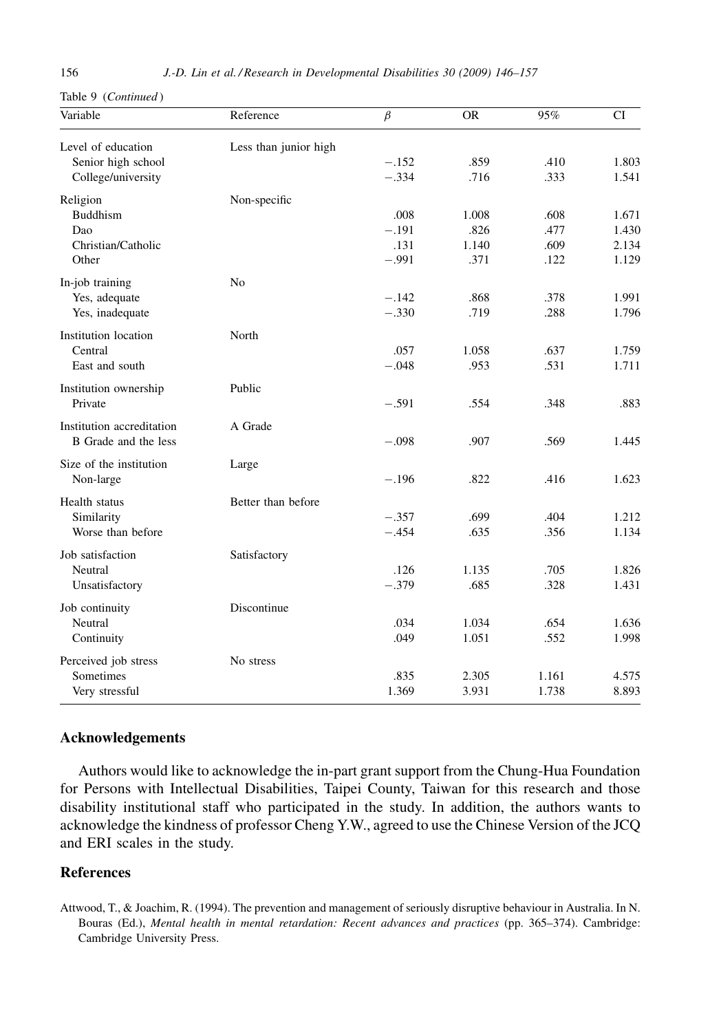Table 9 (*Continued*)

| Variable | Reference | β | OR | 95% | CI |
|---|---|---|---|---|---|
| Level of education | Less than junior high | | | | |
| Senior high school | | −.152 | .859 | .410 | 1.803 |
| College/university | | −.334 | .716 | .333 | 1.541 |
| Religion | Non-specific | | | | |
| Buddhism | | .008 | 1.008 | .608 | 1.671 |
| Dao | | −.191 | .826 | .477 | 1.430 |
| Christian/Catholic | | .131 | 1.140 | .609 | 2.134 |
| Other | | −.991 | .371 | .122 | 1.129 |
| In-job training | No | | | | |
| Yes, adequate | | −.142 | .868 | .378 | 1.991 |
| Yes, inadequate | | −.330 | .719 | .288 | 1.796 |
| Institution location | North | | | | |
| Central | | .057 | 1.058 | .637 | 1.759 |
| East and south | | −.048 | .953 | .531 | 1.711 |
| Institution ownership | Public | | | | |
| Private | | −.591 | .554 | .348 | .883 |
| Institution accreditation | A Grade | | | | |
| B Grade and the less | | −.098 | .907 | .569 | 1.445 |
| Size of the institution | Large | | | | |
| Non-large | | −.196 | .822 | .416 | 1.623 |
| Health status | Better than before | | | | |
| Similarity | | −.357 | .699 | .404 | 1.212 |
| Worse than before | | −.454 | .635 | .356 | 1.134 |
| Job satisfaction | Satisfactory | | | | |
| Neutral | | .126 | 1.135 | .705 | 1.826 |
| Unsatisfactory | | −.379 | .685 | .328 | 1.431 |
| Job continuity | Discontinue | | | | |
| Neutral | | .034 | 1.034 | .654 | 1.636 |
| Continuity | | .049 | 1.051 | .552 | 1.998 |
| Perceived job stress | No stress | | | | |
| Sometimes | | .835 | 2.305 | 1.161 | 4.575 |
| Very stressful | | 1.369 | 3.931 | 1.738 | 8.893 |

## Acknowledgements

Authors would like to acknowledge the in-part grant support from the Chung-Hua Foundation for Persons with Intellectual Disabilities, Taipei County, Taiwan for this research and those disability institutional staff who participated in the study. In addition, the authors wants to acknowledge the kindness of professor Cheng Y.W., agreed to use the Chinese Version of the JCQ and ERI scales in the study.

## References

Attwood, T., & Joachim, R. (1994). The prevention and management of seriously disruptive behaviour in Australia. In N. Bouras (Ed.), *Mental health in mental retardation: Recent advances and practices* (pp. 365–374). Cambridge: Cambridge University Press.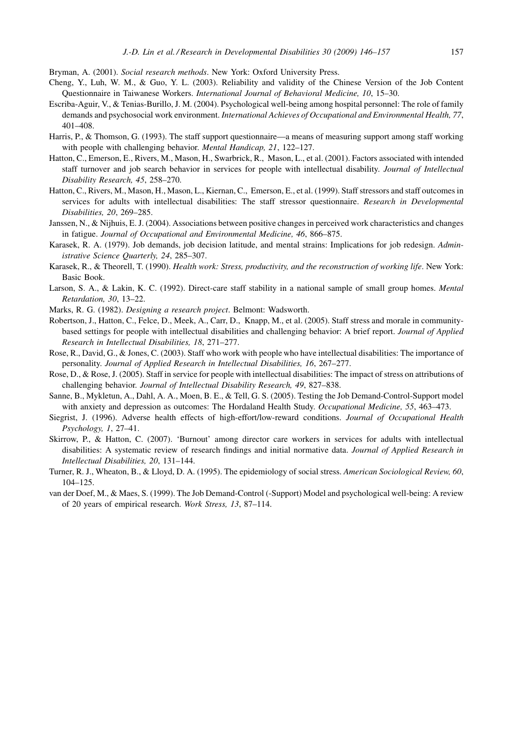Bryman, A. (2001). *Social research methods*. New York: Oxford University Press.

Cheng, Y., Luh, W. M., & Guo, Y. L. (2003). Reliability and validity of the Chinese Version of the Job Content Questionnaire in Taiwanese Workers. *International Journal of Behavioral Medicine, 10*, 15–30.

Escriba-Aguir, V., & Tenias-Burillo, J. M. (2004). Psychological well-being among hospital personnel: The role of family demands and psychosocial work environment. *International Achieves of Occupational and Environmental Health, 77*, 401–408.

Harris, P., & Thomson, G. (1993). The staff support questionnaire—a means of measuring support among staff working with people with challenging behavior. *Mental Handicap, 21*, 122–127.

Hatton, C., Emerson, E., Rivers, M., Mason, H., Swarbrick, R., Mason, L., et al. (2001). Factors associated with intended staff turnover and job search behavior in services for people with intellectual disability. *Journal of Intellectual Disability Research, 45*, 258–270.

Hatton, C., Rivers, M., Mason, H., Mason, L., Kiernan, C., Emerson, E., et al. (1999). Staff stressors and staff outcomes in services for adults with intellectual disabilities: The staff stressor questionnaire. *Research in Developmental Disabilities, 20*, 269–285.

Janssen, N., & Nijhuis, E. J. (2004). Associations between positive changes in perceived work characteristics and changes in fatigue. *Journal of Occupational and Environmental Medicine, 46*, 866–875.

Karasek, R. A. (1979). Job demands, job decision latitude, and mental strains: Implications for job redesign. *Administrative Science Quarterly, 24*, 285–307.

Karasek, R., & Theorell, T. (1990). *Health work: Stress, productivity, and the reconstruction of working life*. New York: Basic Book.

Larson, S. A., & Lakin, K. C. (1992). Direct-care staff stability in a national sample of small group homes. *Mental Retardation, 30*, 13–22.

Marks, R. G. (1982). *Designing a research project*. Belmont: Wadsworth.

Robertson, J., Hatton, C., Felce, D., Meek, A., Carr, D., Knapp, M., et al. (2005). Staff stress and morale in community-based settings for people with intellectual disabilities and challenging behavior: A brief report. *Journal of Applied Research in Intellectual Disabilities, 18*, 271–277.

Rose, R., David, G., & Jones, C. (2003). Staff who work with people who have intellectual disabilities: The importance of personality. *Journal of Applied Research in Intellectual Disabilities, 16*, 267–277.

Rose, D., & Rose, J. (2005). Staff in service for people with intellectual disabilities: The impact of stress on attributions of challenging behavior. *Journal of Intellectual Disability Research, 49*, 827–838.

Sanne, B., Mykletun, A., Dahl, A. A., Moen, B. E., & Tell, G. S. (2005). Testing the Job Demand-Control-Support model with anxiety and depression as outcomes: The Hordaland Health Study. *Occupational Medicine, 55*, 463–473.

Siegrist, J. (1996). Adverse health effects of high-effort/low-reward conditions. *Journal of Occupational Health Psychology, 1*, 27–41.

Skirrow, P., & Hatton, C. (2007). 'Burnout' among director care workers in services for adults with intellectual disabilities: A systematic review of research findings and initial normative data. *Journal of Applied Research in Intellectual Disabilities, 20*, 131–144.

Turner, R. J., Wheaton, B., & Lloyd, D. A. (1995). The epidemiology of social stress. *American Sociological Review, 60*, 104–125.

van der Doef, M., & Maes, S. (1999). The Job Demand-Control (-Support) Model and psychological well-being: A review of 20 years of empirical research. *Work Stress, 13*, 87–114.